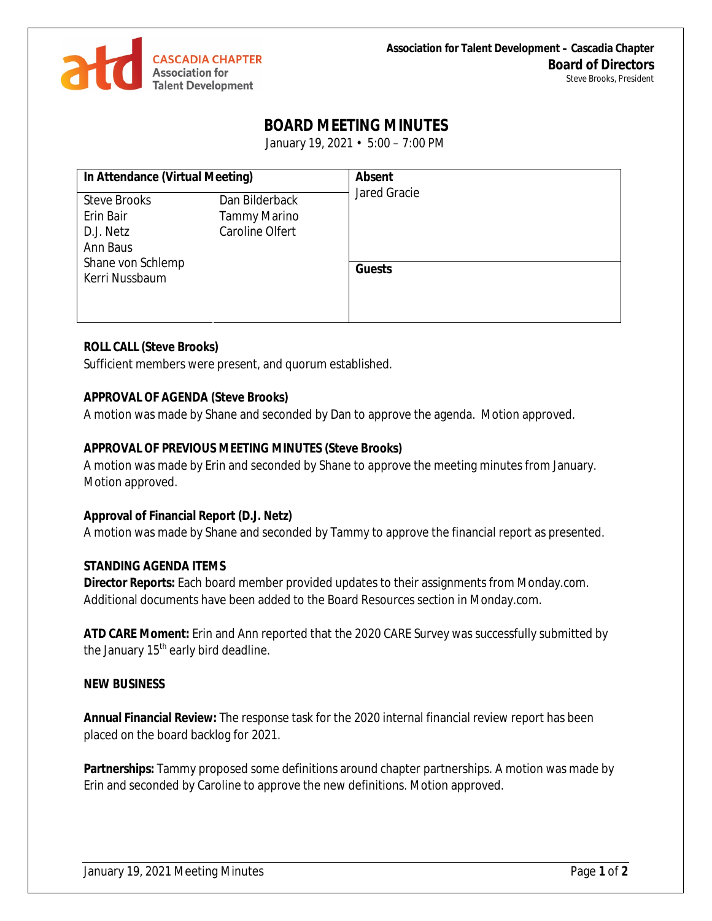**Association for Talent Development – Cascadia Chapter**
**Board of Directors**
Steve Brooks, President

# BOARD MEETING MINUTES

January 19, 2021 • 5:00 – 7:00 PM

| In Attendance (Virtual Meeting) | | Absent |
| --- | --- | --- |
| Steve Brooks | Dan Bilderback | Jared Gracie |
| Erin Bair | Tammy Marino | |
| D.J. Netz | Caroline Olfert | |
| Ann Baus | | |
| Shane von Schlemp | | **Guests** |
| Kerri Nussbaum | | |

**ROLL CALL (Steve Brooks)**
Sufficient members were present, and quorum established.

**APPROVAL OF AGENDA (Steve Brooks)**
A motion was made by Shane and seconded by Dan to approve the agenda. Motion approved.

**APPROVAL OF PREVIOUS MEETING MINUTES (Steve Brooks)**
A motion was made by Erin and seconded by Shane to approve the meeting minutes from January. Motion approved.

**Approval of Financial Report (D.J. Netz)**
A motion was made by Shane and seconded by Tammy to approve the financial report as presented.

**STANDING AGENDA ITEMS**
**Director Reports:** Each board member provided updates to their assignments from Monday.com. Additional documents have been added to the Board Resources section in Monday.com.

**ATD CARE Moment:** Erin and Ann reported that the 2020 CARE Survey was successfully submitted by the January 15th early bird deadline.

**NEW BUSINESS**

**Annual Financial Review:** The response task for the 2020 internal financial review report has been placed on the board backlog for 2021.

**Partnerships:** Tammy proposed some definitions around chapter partnerships. A motion was made by Erin and seconded by Caroline to approve the new definitions. Motion approved.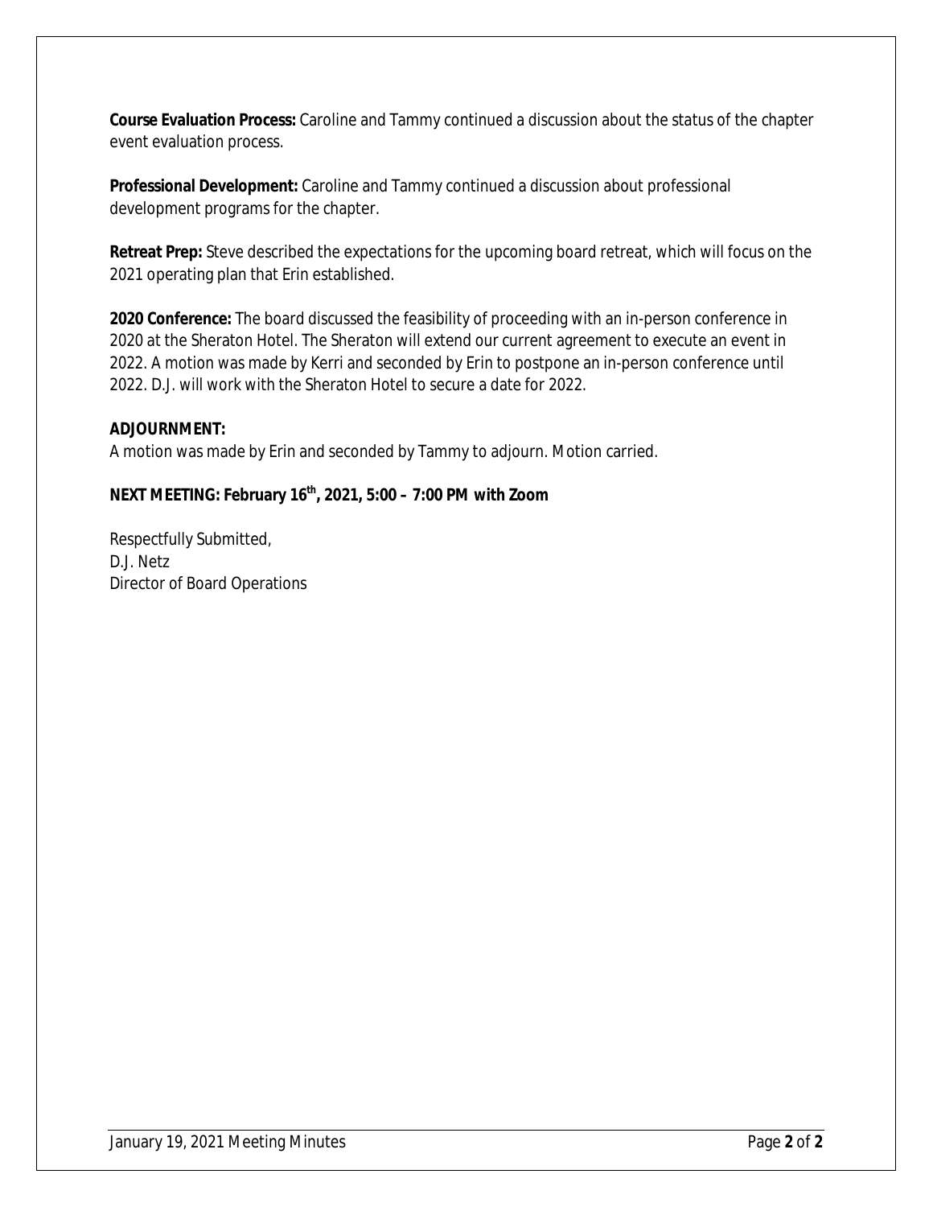**Course Evaluation Process:** Caroline and Tammy continued a discussion about the status of the chapter event evaluation process.

**Professional Development:** Caroline and Tammy continued a discussion about professional development programs for the chapter.

**Retreat Prep:** Steve described the expectations for the upcoming board retreat, which will focus on the 2021 operating plan that Erin established.

**2020 Conference:** The board discussed the feasibility of proceeding with an in-person conference in 2020 at the Sheraton Hotel. The Sheraton will extend our current agreement to execute an event in 2022. A motion was made by Kerri and seconded by Erin to postpone an in-person conference until 2022. D.J. will work with the Sheraton Hotel to secure a date for 2022.

**ADJOURNMENT:**
A motion was made by Erin and seconded by Tammy to adjourn. Motion carried.

**NEXT MEETING: February 16th, 2021, 5:00 – 7:00 PM with Zoom**

Respectfully Submitted,
D.J. Netz
Director of Board Operations